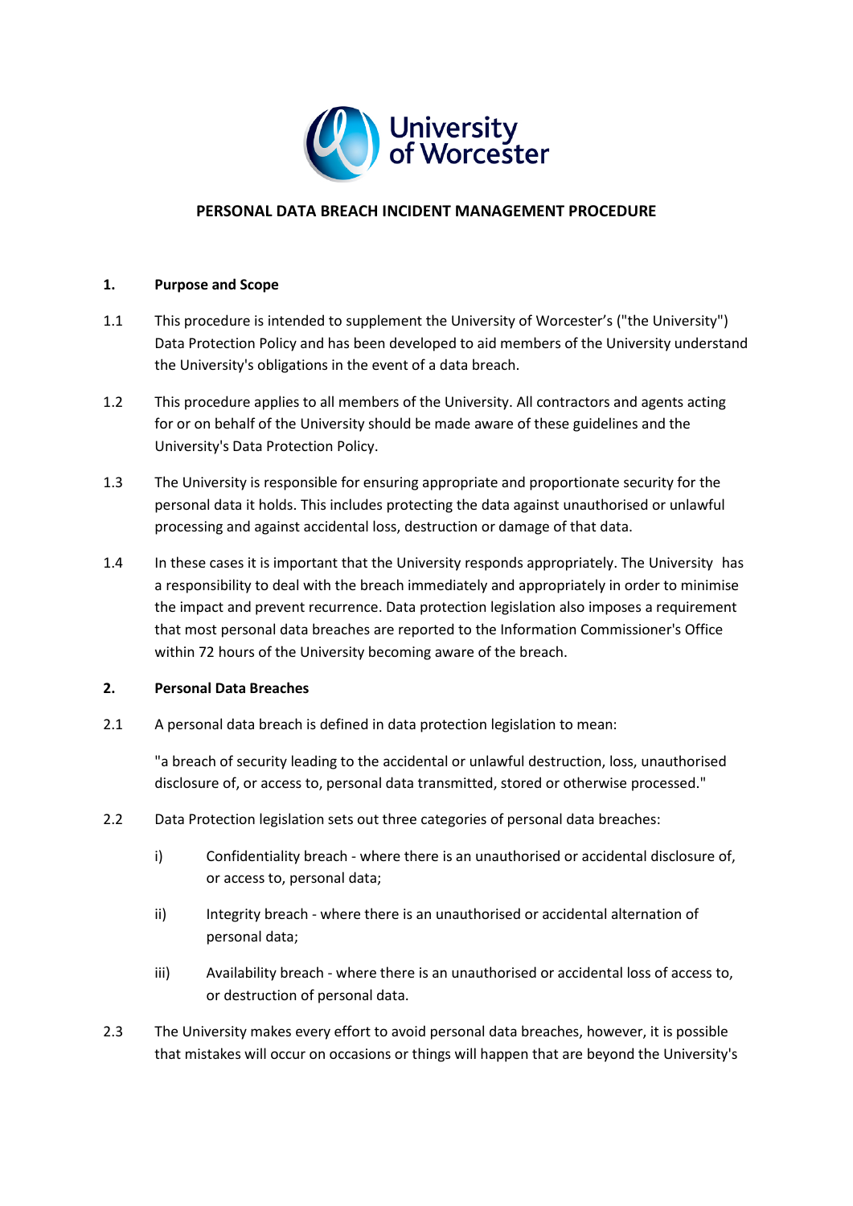# PERSONAL DATA BREACH INCIDENT MANAGEMENT PROCEDURE

## 1. Purpose and Scope

1.1 This procedure is intended to supplement the University of Worcester's ("the University") Data Protection Policy and has been developed to aid members of the University understand the University's obligations in the event of a data breach.

1.2 This procedure applies to all members of the University. All contractors and agents acting for or on behalf of the University should be made aware of these guidelines and the University's Data Protection Policy.

1.3 The University is responsible for ensuring appropriate and proportionate security for the personal data it holds. This includes protecting the data against unauthorised or unlawful processing and against accidental loss, destruction or damage of that data.

1.4 In these cases it is important that the University responds appropriately. The University has a responsibility to deal with the breach immediately and appropriately in order to minimise the impact and prevent recurrence. Data protection legislation also imposes a requirement that most personal data breaches are reported to the Information Commissioner's Office within 72 hours of the University becoming aware of the breach.

## 2. Personal Data Breaches

2.1 A personal data breach is defined in data protection legislation to mean:

"a breach of security leading to the accidental or unlawful destruction, loss, unauthorised disclosure of, or access to, personal data transmitted, stored or otherwise processed."

2.2 Data Protection legislation sets out three categories of personal data breaches:

i) Confidentiality breach - where there is an unauthorised or accidental disclosure of, or access to, personal data;

ii) Integrity breach - where there is an unauthorised or accidental alternation of personal data;

iii) Availability breach - where there is an unauthorised or accidental loss of access to, or destruction of personal data.

2.3 The University makes every effort to avoid personal data breaches, however, it is possible that mistakes will occur on occasions or things will happen that are beyond the University's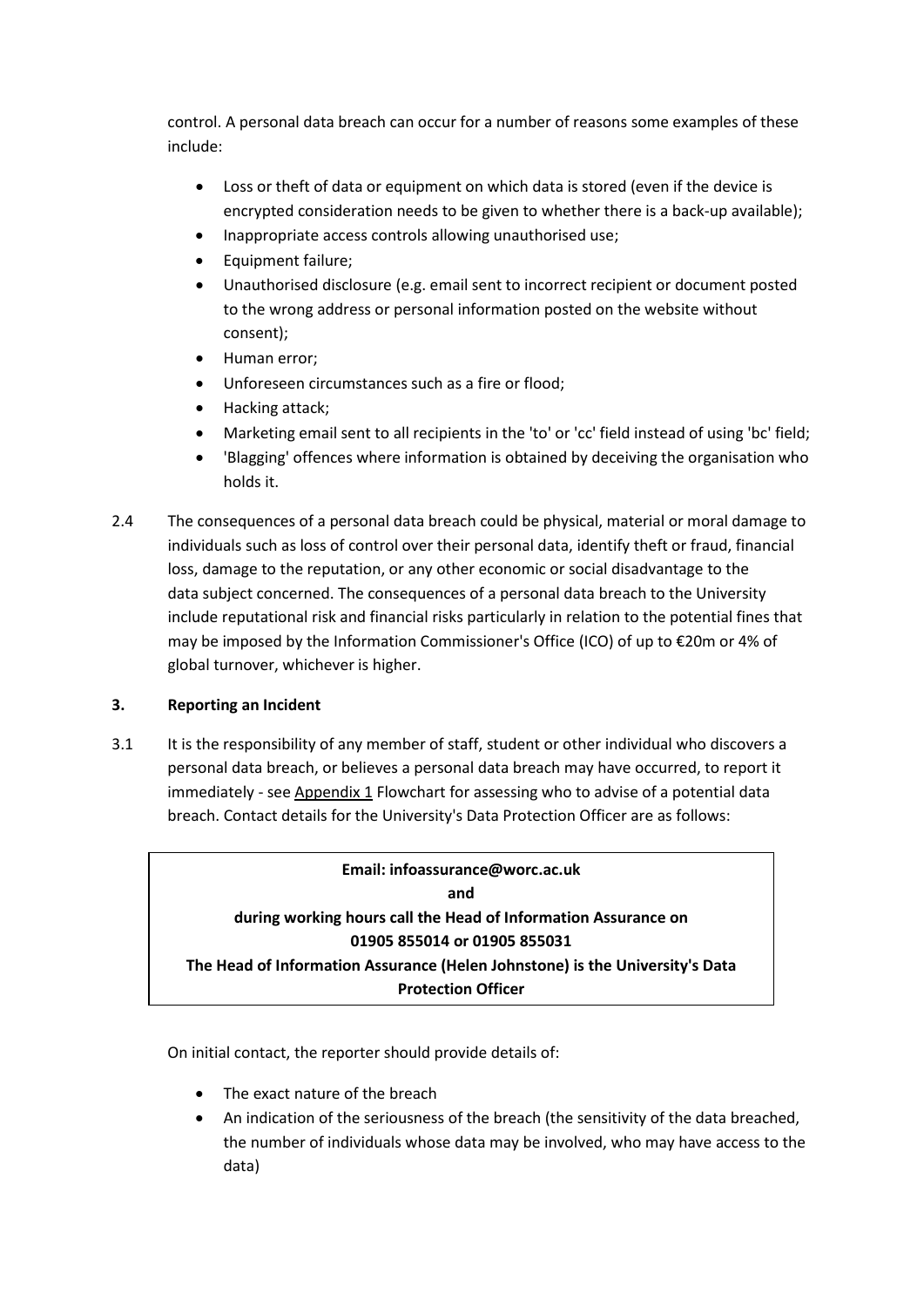control. A personal data breach can occur for a number of reasons some examples of these include:

- Loss or theft of data or equipment on which data is stored (even if the device is encrypted consideration needs to be given to whether there is a back-up available);
- Inappropriate access controls allowing unauthorised use;
- Equipment failure;
- Unauthorised disclosure (e.g. email sent to incorrect recipient or document posted to the wrong address or personal information posted on the website without consent);
- Human error;
- Unforeseen circumstances such as a fire or flood;
- Hacking attack;
- Marketing email sent to all recipients in the 'to' or 'cc' field instead of using 'bc' field;
- 'Blagging' offences where information is obtained by deceiving the organisation who holds it.

2.4 The consequences of a personal data breach could be physical, material or moral damage to individuals such as loss of control over their personal data, identify theft or fraud, financial loss, damage to the reputation, or any other economic or social disadvantage to the data subject concerned. The consequences of a personal data breach to the University include reputational risk and financial risks particularly in relation to the potential fines that may be imposed by the Information Commissioner's Office (ICO) of up to €20m or 4% of global turnover, whichever is higher.

## 3. Reporting an Incident

3.1 It is the responsibility of any member of staff, student or other individual who discovers a personal data breach, or believes a personal data breach may have occurred, to report it immediately - see Appendix 1 Flowchart for assessing who to advise of a potential data breach. Contact details for the University's Data Protection Officer are as follows:

> **Email: infoassurance@worc.ac.uk**
>
> **and**
>
> **during working hours call the Head of Information Assurance on 01905 855014 or 01905 855031**
>
> **The Head of Information Assurance (Helen Johnstone) is the University's Data Protection Officer**

On initial contact, the reporter should provide details of:

- The exact nature of the breach
- An indication of the seriousness of the breach (the sensitivity of the data breached, the number of individuals whose data may be involved, who may have access to the data)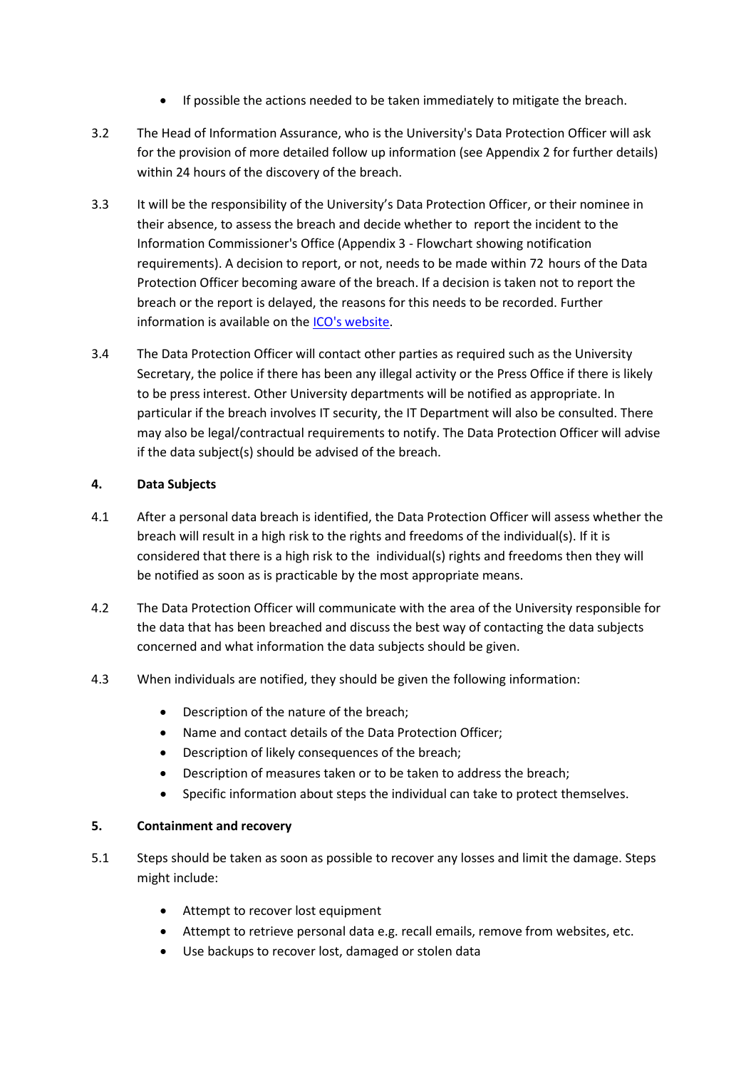- If possible the actions needed to be taken immediately to mitigate the breach.

3.2 The Head of Information Assurance, who is the University's Data Protection Officer will ask for the provision of more detailed follow up information (see Appendix 2 for further details) within 24 hours of the discovery of the breach.

3.3 It will be the responsibility of the University's Data Protection Officer, or their nominee in their absence, to assess the breach and decide whether to report the incident to the Information Commissioner's Office (Appendix 3 - Flowchart showing notification requirements). A decision to report, or not, needs to be made within 72 hours of the Data Protection Officer becoming aware of the breach. If a decision is taken not to report the breach or the report is delayed, the reasons for this needs to be recorded. Further information is available on the ICO's website.

3.4 The Data Protection Officer will contact other parties as required such as the University Secretary, the police if there has been any illegal activity or the Press Office if there is likely to be press interest. Other University departments will be notified as appropriate. In particular if the breach involves IT security, the IT Department will also be consulted. There may also be legal/contractual requirements to notify. The Data Protection Officer will advise if the data subject(s) should be advised of the breach.

## 4. Data Subjects

4.1 After a personal data breach is identified, the Data Protection Officer will assess whether the breach will result in a high risk to the rights and freedoms of the individual(s). If it is considered that there is a high risk to the individual(s) rights and freedoms then they will be notified as soon as is practicable by the most appropriate means.

4.2 The Data Protection Officer will communicate with the area of the University responsible for the data that has been breached and discuss the best way of contacting the data subjects concerned and what information the data subjects should be given.

4.3 When individuals are notified, they should be given the following information:

- Description of the nature of the breach;
- Name and contact details of the Data Protection Officer;
- Description of likely consequences of the breach;
- Description of measures taken or to be taken to address the breach;
- Specific information about steps the individual can take to protect themselves.

## 5. Containment and recovery

5.1 Steps should be taken as soon as possible to recover any losses and limit the damage. Steps might include:

- Attempt to recover lost equipment
- Attempt to retrieve personal data e.g. recall emails, remove from websites, etc.
- Use backups to recover lost, damaged or stolen data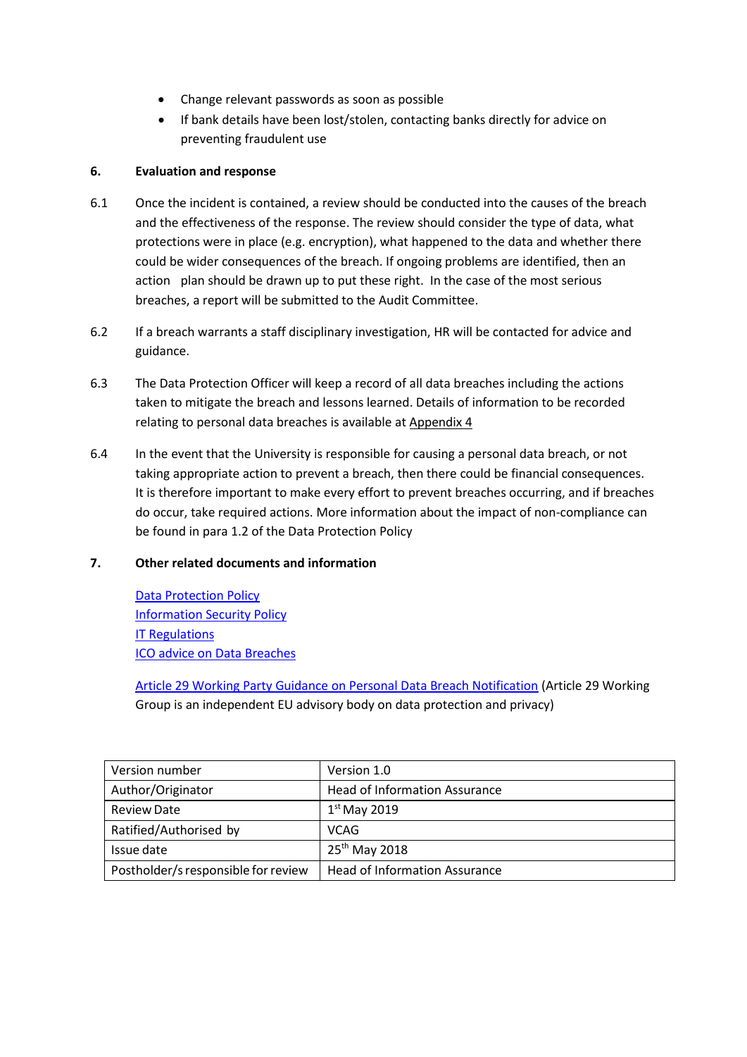- Change relevant passwords as soon as possible
- If bank details have been lost/stolen, contacting banks directly for advice on preventing fraudulent use

## 6. Evaluation and response

6.1 Once the incident is contained, a review should be conducted into the causes of the breach and the effectiveness of the response. The review should consider the type of data, what protections were in place (e.g. encryption), what happened to the data and whether there could be wider consequences of the breach. If ongoing problems are identified, then an action plan should be drawn up to put these right. In the case of the most serious breaches, a report will be submitted to the Audit Committee.

6.2 If a breach warrants a staff disciplinary investigation, HR will be contacted for advice and guidance.

6.3 The Data Protection Officer will keep a record of all data breaches including the actions taken to mitigate the breach and lessons learned. Details of information to be recorded relating to personal data breaches is available at Appendix 4

6.4 In the event that the University is responsible for causing a personal data breach, or not taking appropriate action to prevent a breach, then there could be financial consequences. It is therefore important to make every effort to prevent breaches occurring, and if breaches do occur, take required actions. More information about the impact of non-compliance can be found in para 1.2 of the Data Protection Policy

## 7. Other related documents and information

Data Protection Policy
Information Security Policy
IT Regulations
ICO advice on Data Breaches

Article 29 Working Party Guidance on Personal Data Breach Notification (Article 29 Working Group is an independent EU advisory body on data protection and privacy)

| Version number | Version 1.0 |
|---|---|
| Author/Originator | Head of Information Assurance |
| Review Date | 1st May 2019 |
| Ratified/Authorised by | VCAG |
| Issue date | 25th May 2018 |
| Postholder/s responsible for review | Head of Information Assurance |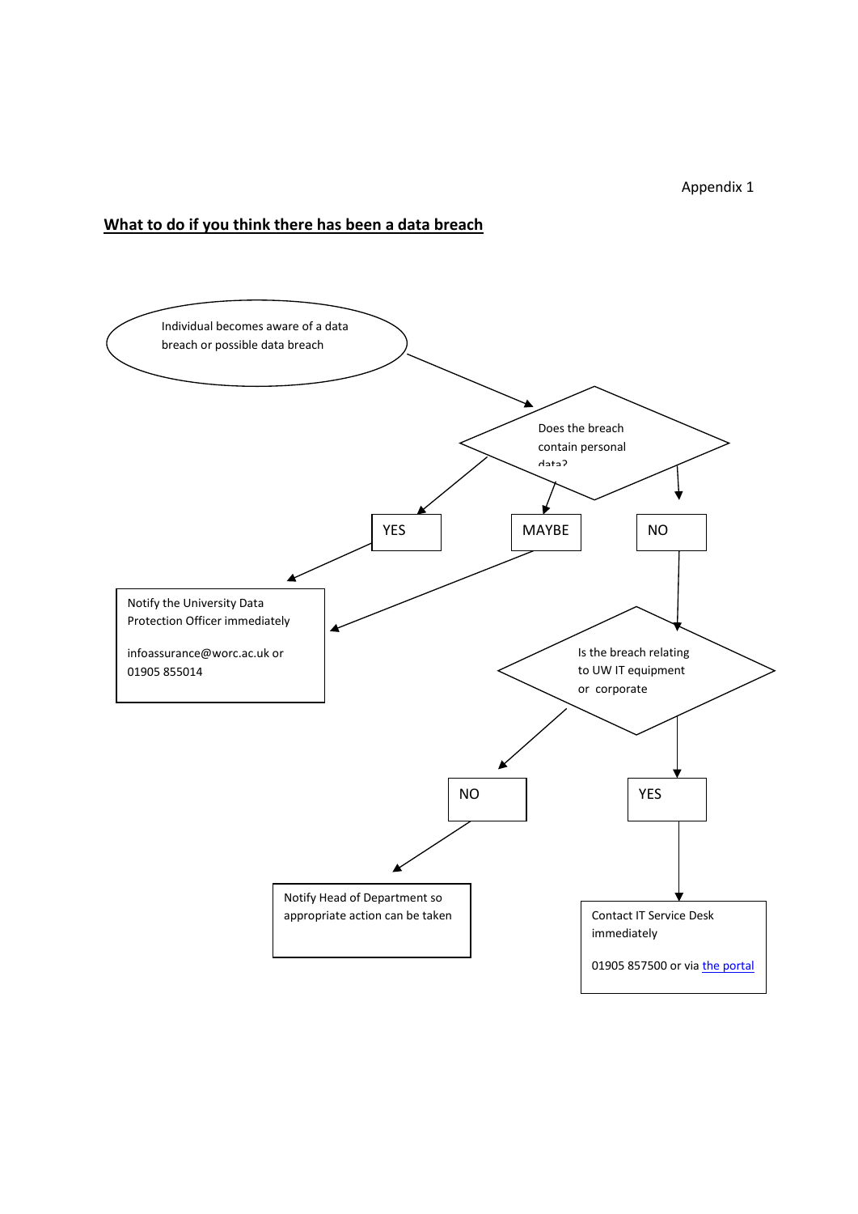Appendix 1

## What to do if you think there has been a data breach

Individual becomes aware of a data breach or possible data breach

Does the breach contain personal data?

YES

MAYBE

NO

Notify the University Data Protection Officer immediately

infoassurance@worc.ac.uk or 01905 855014

Is the breach relating to UW IT equipment or corporate

NO

YES

Notify Head of Department so appropriate action can be taken

Contact IT Service Desk immediately

01905 857500 or via [the portal]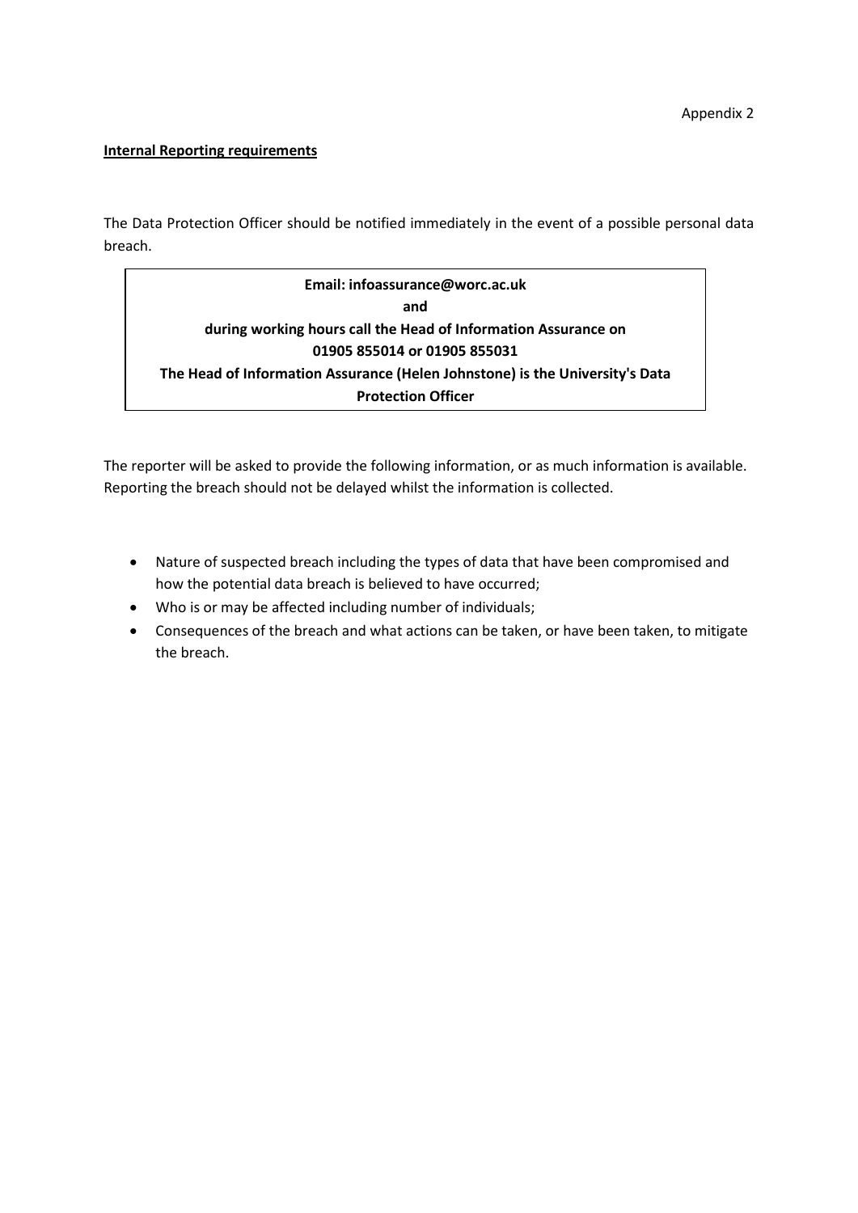Appendix 2

**Internal Reporting requirements**

The Data Protection Officer should be notified immediately in the event of a possible personal data breach.

> **Email: infoassurance@worc.ac.uk**
> **and**
> **during working hours call the Head of Information Assurance on**
> **01905 855014 or 01905 855031**
> **The Head of Information Assurance (Helen Johnstone) is the University's Data Protection Officer**

The reporter will be asked to provide the following information, or as much information is available. Reporting the breach should not be delayed whilst the information is collected.

- Nature of suspected breach including the types of data that have been compromised and how the potential data breach is believed to have occurred;
- Who is or may be affected including number of individuals;
- Consequences of the breach and what actions can be taken, or have been taken, to mitigate the breach.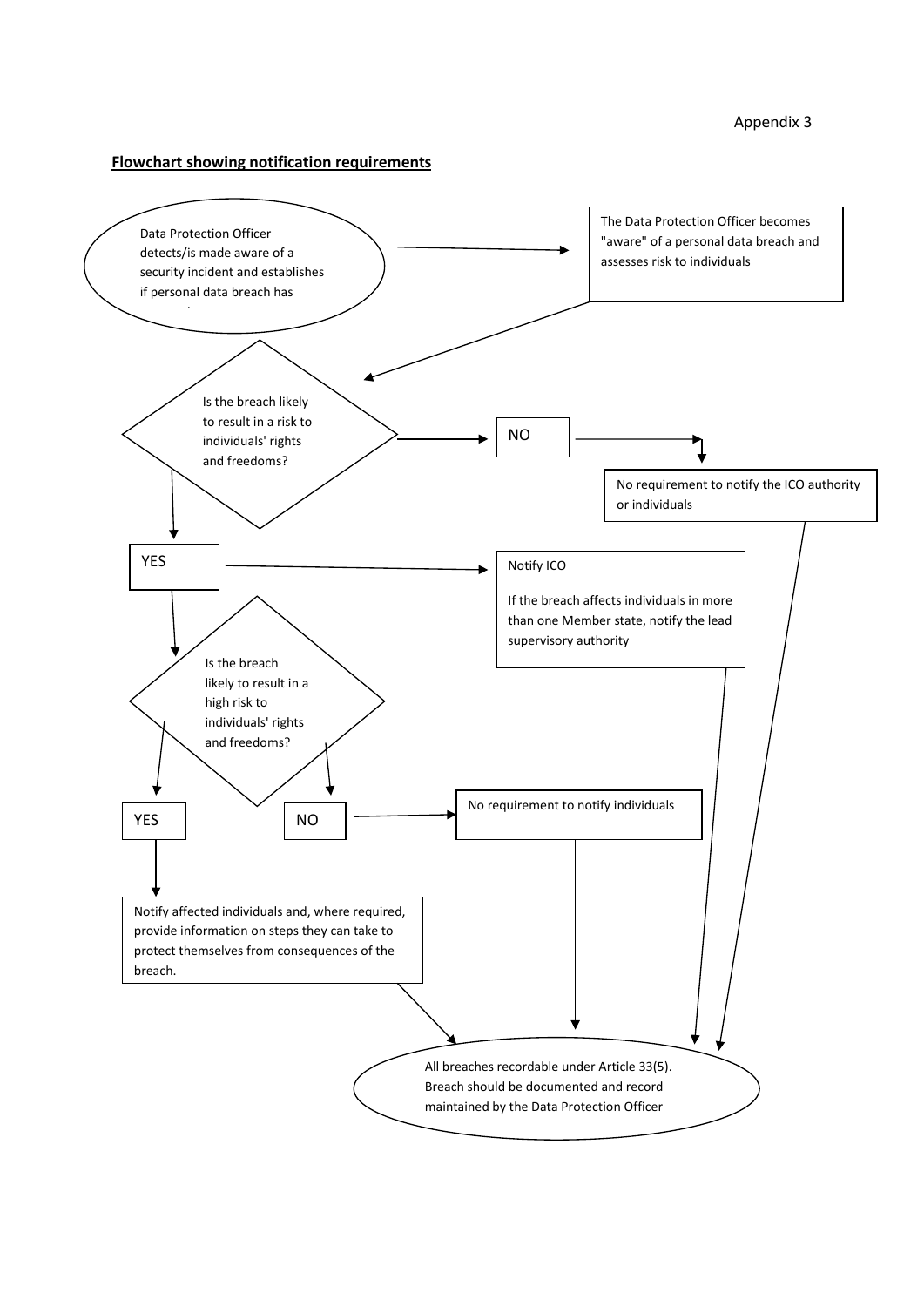Appendix 3

**Flowchart showing notification requirements**

Data Protection Officer detects/is made aware of a security incident and establishes if personal data breach has

The Data Protection Officer becomes "aware" of a personal data breach and assesses risk to individuals

Is the breach likely to result in a risk to individuals' rights and freedoms?

NO

No requirement to notify the ICO authority or individuals

YES

Notify ICO

If the breach affects individuals in more than one Member state, notify the lead supervisory authority

Is the breach likely to result in a high risk to individuals' rights and freedoms?

YES

NO

No requirement to notify individuals

Notify affected individuals and, where required, provide information on steps they can take to protect themselves from consequences of the breach.

All breaches recordable under Article 33(5). Breach should be documented and record maintained by the Data Protection Officer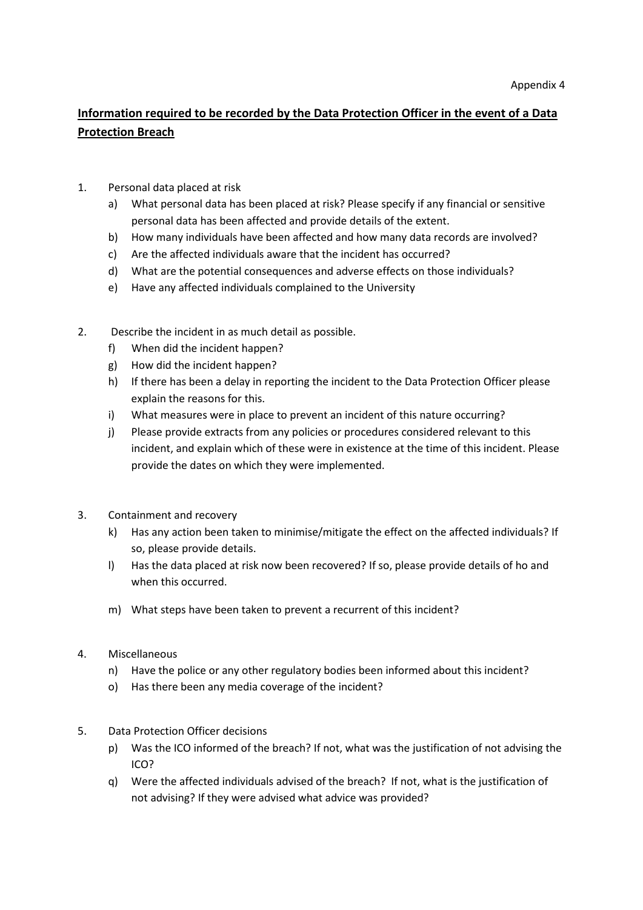Appendix 4

**Information required to be recorded by the Data Protection Officer in the event of a Data Protection Breach**

1. Personal data placed at risk
   a) What personal data has been placed at risk? Please specify if any financial or sensitive personal data has been affected and provide details of the extent.
   b) How many individuals have been affected and how many data records are involved?
   c) Are the affected individuals aware that the incident has occurred?
   d) What are the potential consequences and adverse effects on those individuals?
   e) Have any affected individuals complained to the University

2. Describe the incident in as much detail as possible.
   f) When did the incident happen?
   g) How did the incident happen?
   h) If there has been a delay in reporting the incident to the Data Protection Officer please explain the reasons for this.
   i) What measures were in place to prevent an incident of this nature occurring?
   j) Please provide extracts from any policies or procedures considered relevant to this incident, and explain which of these were in existence at the time of this incident. Please provide the dates on which they were implemented.

3. Containment and recovery
   k) Has any action been taken to minimise/mitigate the effect on the affected individuals? If so, please provide details.
   l) Has the data placed at risk now been recovered? If so, please provide details of ho and when this occurred.
   m) What steps have been taken to prevent a recurrent of this incident?

4. Miscellaneous
   n) Have the police or any other regulatory bodies been informed about this incident?
   o) Has there been any media coverage of the incident?

5. Data Protection Officer decisions
   p) Was the ICO informed of the breach? If not, what was the justification of not advising the ICO?
   q) Were the affected individuals advised of the breach? If not, what is the justification of not advising? If they were advised what advice was provided?